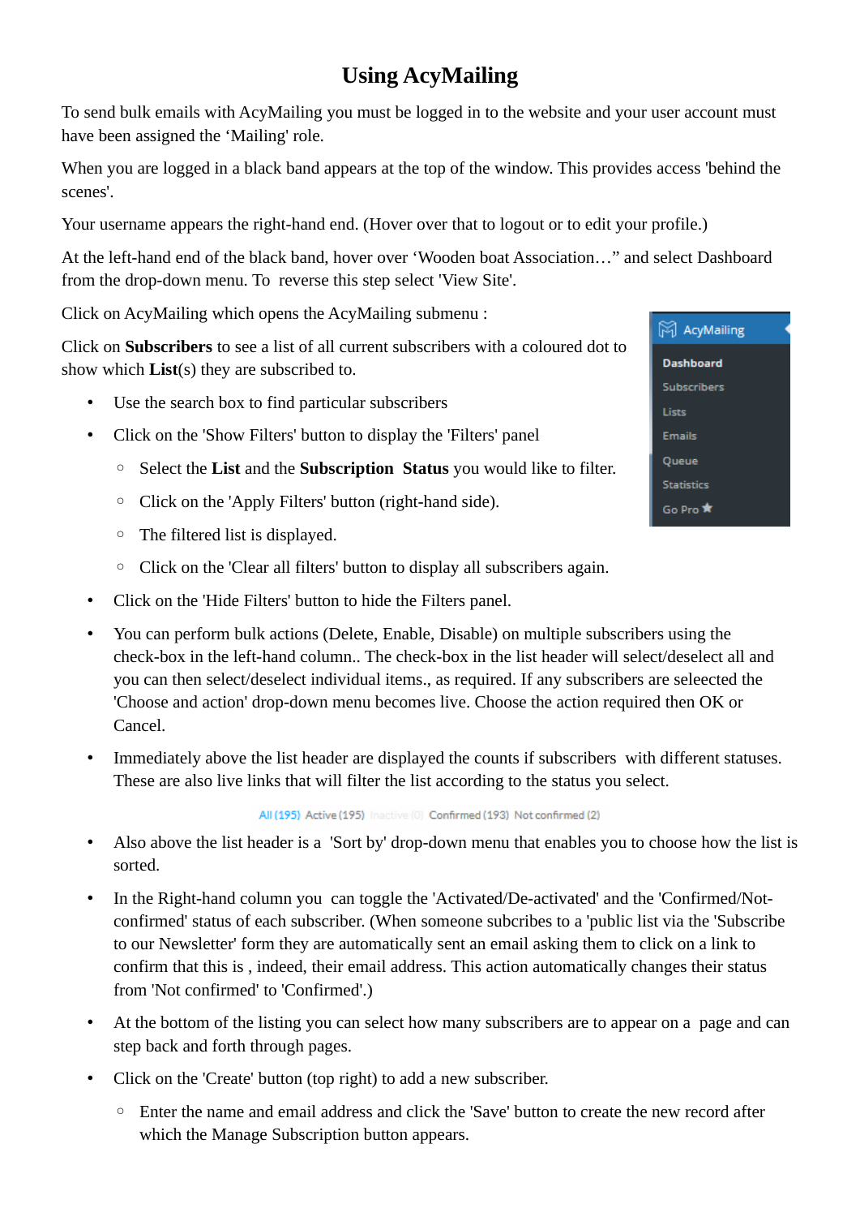# Using AcyMailing

To send bulk emails with AcyMailing you must be logged in to the website and your user account must have been assigned the 'Mailing' role.

When you are logged in a black band appears at the top of the window. This provides access 'behind the scenes'.

Your username appears the right-hand end. (Hover over that to logout or to edit your profile.)

At the left-hand end of the black band, hover over 'Wooden boat Association…" and select Dashboard from the drop-down menu. To reverse this step select 'View Site'.

Click on AcyMailing which opens the AcyMailing submenu :

AcyMailing
- Dashboard
- Subscribers
- Lists
- Emails
- Queue
- Statistics
- Go Pro

Click on **Subscribers** to see a list of all current subscribers with a coloured dot to show which **List**(s) they are subscribed to.

- Use the search box to find particular subscribers
- Click on the 'Show Filters' button to display the 'Filters' panel
  - Select the **List** and the **Subscription Status** you would like to filter.
  - Click on the 'Apply Filters' button (right-hand side).
  - The filtered list is displayed.
  - Click on the 'Clear all filters' button to display all subscribers again.
- Click on the 'Hide Filters' button to hide the Filters panel.
- You can perform bulk actions (Delete, Enable, Disable) on multiple subscribers using the check-box in the left-hand column.. The check-box in the list header will select/deselect all and you can then select/deselect individual items., as required. If any subscribers are seleected the 'Choose and action' drop-down menu becomes live. Choose the action required then OK or Cancel.
- Immediately above the list header are displayed the counts if subscribers with different statuses. These are also live links that will filter the list according to the status you select.

  All (195) Active (195) Inactive (0) Confirmed (193) Not confirmed (2)

- Also above the list header is a 'Sort by' drop-down menu that enables you to choose how the list is sorted.
- In the Right-hand column you can toggle the 'Activated/De-activated' and the 'Confirmed/Not-confirmed' status of each subscriber. (When someone subcribes to a 'public list via the 'Subscribe to our Newsletter' form they are automatically sent an email asking them to click on a link to confirm that this is , indeed, their email address. This action automatically changes their status from 'Not confirmed' to 'Confirmed'.)
- At the bottom of the listing you can select how many subscribers are to appear on a page and can step back and forth through pages.
- Click on the 'Create' button (top right) to add a new subscriber.
  - Enter the name and email address and click the 'Save' button to create the new record after which the Manage Subscription button appears.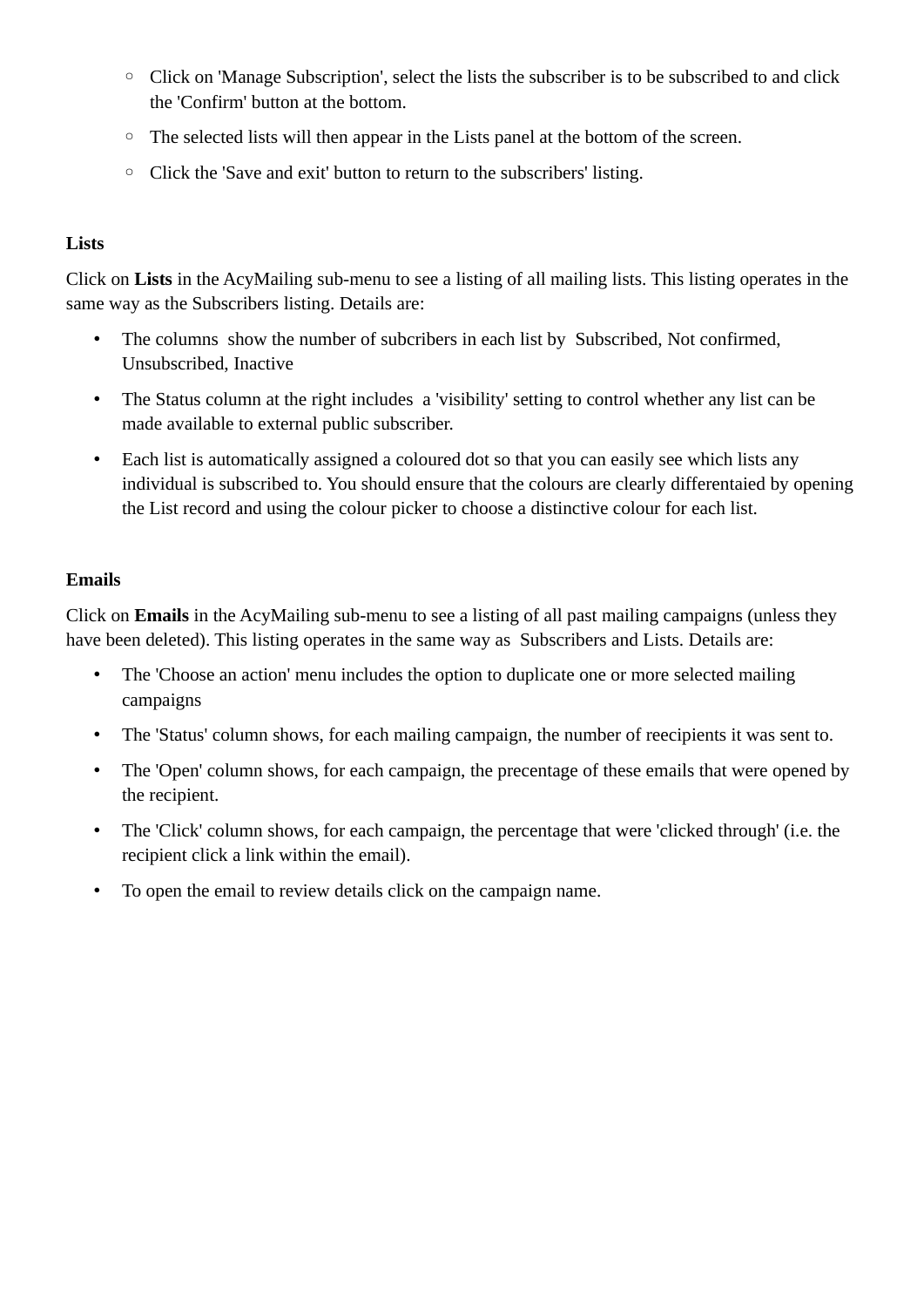- Click on 'Manage Subscription', select the lists the subscriber is to be subscribed to and click the 'Confirm' button at the bottom.
    - The selected lists will then appear in the Lists panel at the bottom of the screen.
    - Click the 'Save and exit' button to return to the subscribers' listing.

**Lists**

Click on **Lists** in the AcyMailing sub-menu to see a listing of all mailing lists. This listing operates in the same way as the Subscribers listing. Details are:

- The columns show the number of subcribers in each list by Subscribed, Not confirmed, Unsubscribed, Inactive
- The Status column at the right includes a 'visibility' setting to control whether any list can be made available to external public subscriber.
- Each list is automatically assigned a coloured dot so that you can easily see which lists any individual is subscribed to. You should ensure that the colours are clearly differentaied by opening the List record and using the colour picker to choose a distinctive colour for each list.

**Emails**

Click on **Emails** in the AcyMailing sub-menu to see a listing of all past mailing campaigns (unless they have been deleted). This listing operates in the same way as Subscribers and Lists. Details are:

- The 'Choose an action' menu includes the option to duplicate one or more selected mailing campaigns
- The 'Status' column shows, for each mailing campaign, the number of reecipients it was sent to.
- The 'Open' column shows, for each campaign, the precentage of these emails that were opened by the recipient.
- The 'Click' column shows, for each campaign, the percentage that were 'clicked through' (i.e. the recipient click a link within the email).
- To open the email to review details click on the campaign name.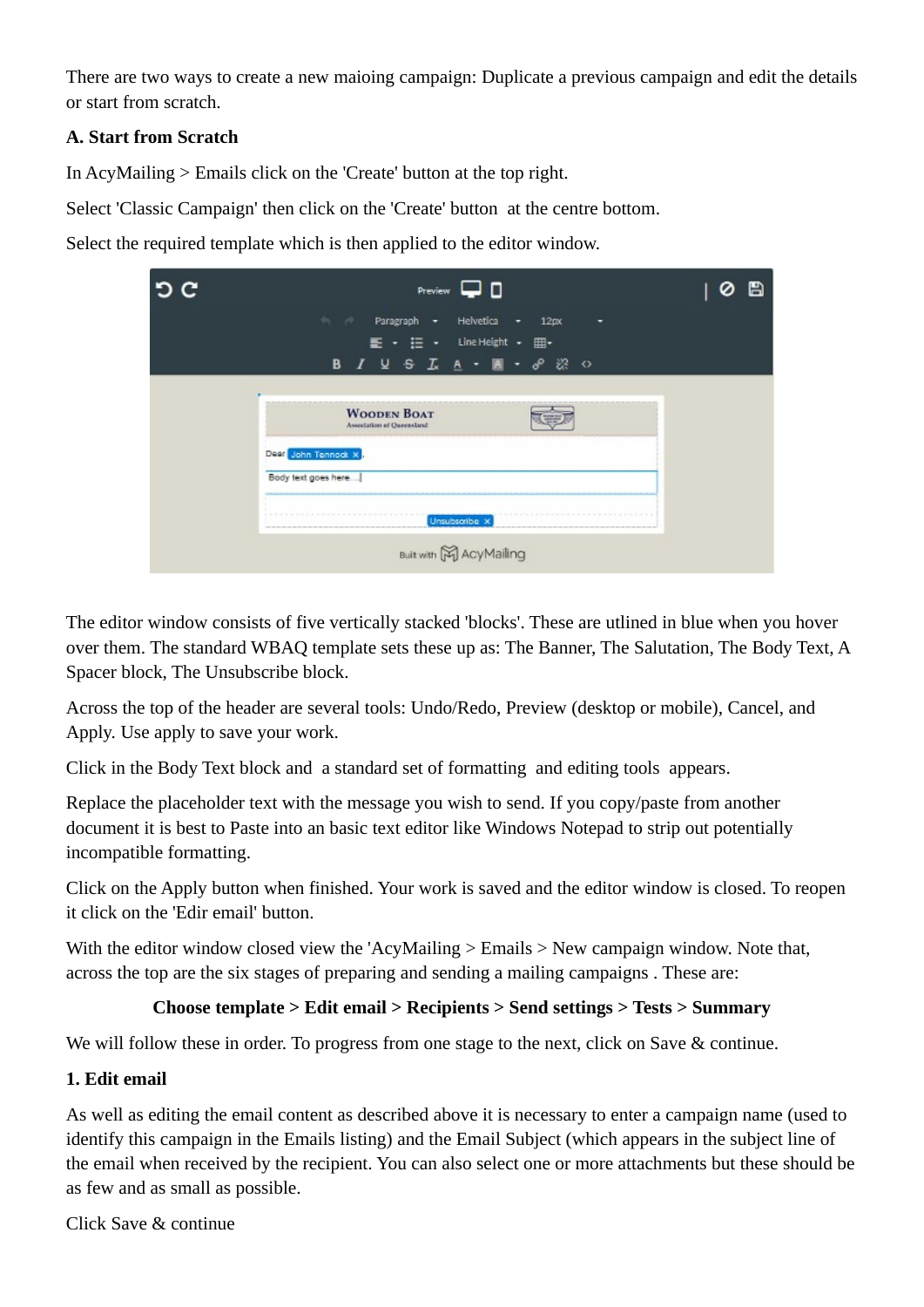There are two ways to create a new maioing campaign: Duplicate a previous campaign and edit the details or start from scratch.

**A. Start from Scratch**

In AcyMailing > Emails click on the 'Create' button at the top right.

Select 'Classic Campaign' then click on the 'Create' button at the centre bottom.

Select the required template which is then applied to the editor window.

The editor window consists of five vertically stacked 'blocks'. These are utlined in blue when you hover over them. The standard WBAQ template sets these up as: The Banner, The Salutation, The Body Text, A Spacer block, The Unsubscribe block.

Across the top of the header are several tools: Undo/Redo, Preview (desktop or mobile), Cancel, and Apply. Use apply to save your work.

Click in the Body Text block and a standard set of formatting and editing tools appears.

Replace the placeholder text with the message you wish to send. If you copy/paste from another document it is best to Paste into an basic text editor like Windows Notepad to strip out potentially incompatible formatting.

Click on the Apply button when finished. Your work is saved and the editor window is closed. To reopen it click on the 'Edir email' button.

With the editor window closed view the 'AcyMailing > Emails > New campaign window. Note that, across the top are the six stages of preparing and sending a mailing campaigns . These are:

**Choose template > Edit email > Recipients > Send settings > Tests > Summary**

We will follow these in order. To progress from one stage to the next, click on Save & continue.

**1. Edit email**

As well as editing the email content as described above it is necessary to enter a campaign name (used to identify this campaign in the Emails listing) and the Email Subject (which appears in the subject line of the email when received by the recipient. You can also select one or more attachments but these should be as few and as small as possible.

Click Save & continue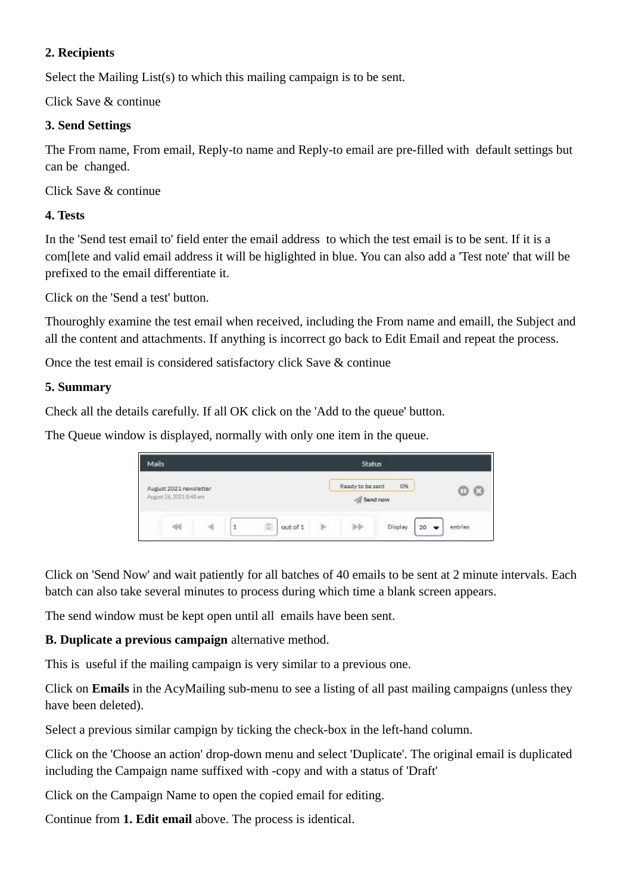**2. Recipients**

Select the Mailing List(s) to which this mailing campaign is to be sent.

Click Save & continue

**3. Send Settings**

The From name, From email, Reply-to name and Reply-to email are pre-filled with  default settings but can be  changed.

Click Save & continue

**4. Tests**

In the 'Send test email to' field enter the email address  to which the test email is to be sent. If it is a com[lete and valid email address it will be higlighted in blue. You can also add a 'Test note' that will be prefixed to the email differentiate it.

Click on the 'Send a test' button.

Thouroghly examine the test email when received, including the From name and emaill, the Subject and all the content and attachments. If anything is incorrect go back to Edit Email and repeat the process.

Once the test email is considered satisfactory click Save & continue

**5. Summary**

Check all the details carefully. If all OK click on the 'Add to the queue' button.

The Queue window is displayed, normally with only one item in the queue.

Click on 'Send Now' and wait patiently for all batches of 40 emails to be sent at 2 minute intervals. Each batch can also take several minutes to process during which time a blank screen appears.

The send window must be kept open until all  emails have been sent.

**B. Duplicate a previous campaign** alternative method.

This is  useful if the mailing campaign is very similar to a previous one.

Click on **Emails** in the AcyMailing sub-menu to see a listing of all past mailing campaigns (unless they have been deleted).

Select a previous similar campign by ticking the check-box in the left-hand column.

Click on the 'Choose an action' drop-down menu and select 'Duplicate'. The original email is duplicated including the Campaign name suffixed with -copy and with a status of 'Draft'

Click on the Campaign Name to open the copied email for editing.

Continue from **1. Edit email** above. The process is identical.